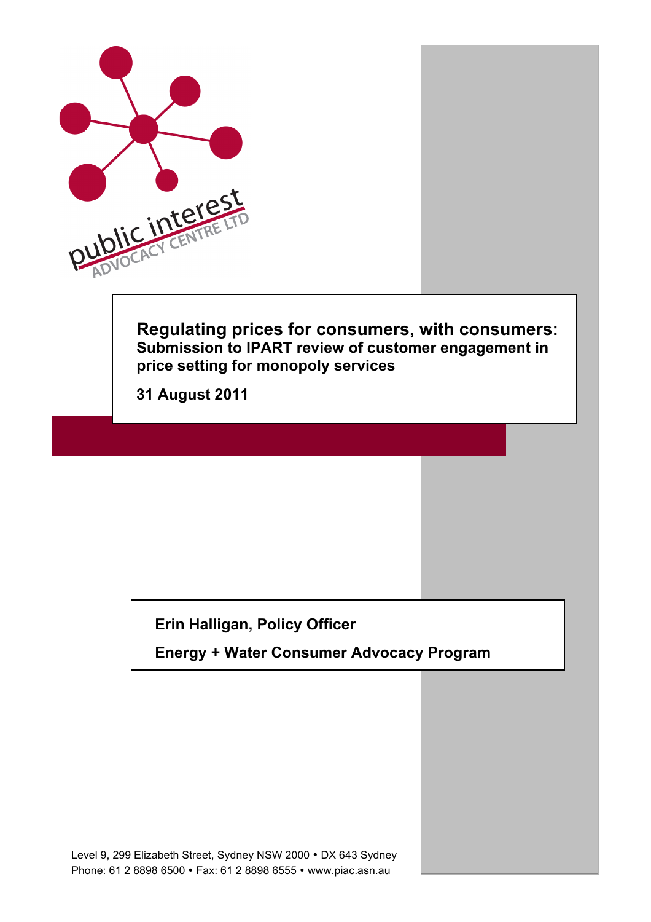# Regulating prices for consumers, with consumers:

## Submission to IPART review of customer engagement in price setting for monopoly services

**31 August 2011**

**Erin Halligan, Policy Officer**

**Energy + Water Consumer Advocacy Program**

Level 9, 299 Elizabeth Street, Sydney NSW 2000 • DX 643 Sydney
Phone: 61 2 8898 6500 • Fax: 61 2 8898 6555 • www.piac.asn.au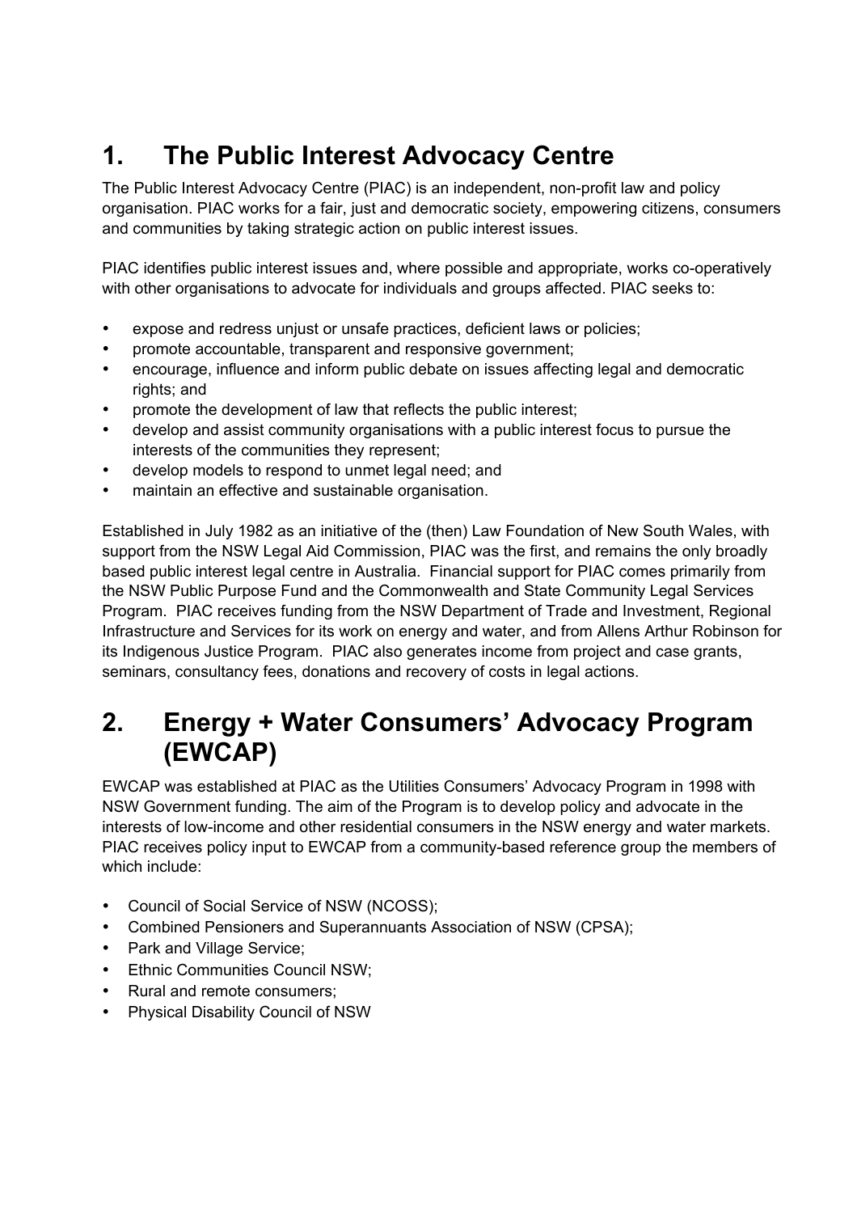# 1. The Public Interest Advocacy Centre

The Public Interest Advocacy Centre (PIAC) is an independent, non-profit law and policy organisation. PIAC works for a fair, just and democratic society, empowering citizens, consumers and communities by taking strategic action on public interest issues.

PIAC identifies public interest issues and, where possible and appropriate, works co-operatively with other organisations to advocate for individuals and groups affected. PIAC seeks to:

- expose and redress unjust or unsafe practices, deficient laws or policies;
- promote accountable, transparent and responsive government;
- encourage, influence and inform public debate on issues affecting legal and democratic rights; and
- promote the development of law that reflects the public interest;
- develop and assist community organisations with a public interest focus to pursue the interests of the communities they represent;
- develop models to respond to unmet legal need; and
- maintain an effective and sustainable organisation.

Established in July 1982 as an initiative of the (then) Law Foundation of New South Wales, with support from the NSW Legal Aid Commission, PIAC was the first, and remains the only broadly based public interest legal centre in Australia. Financial support for PIAC comes primarily from the NSW Public Purpose Fund and the Commonwealth and State Community Legal Services Program. PIAC receives funding from the NSW Department of Trade and Investment, Regional Infrastructure and Services for its work on energy and water, and from Allens Arthur Robinson for its Indigenous Justice Program. PIAC also generates income from project and case grants, seminars, consultancy fees, donations and recovery of costs in legal actions.

# 2. Energy + Water Consumers' Advocacy Program (EWCAP)

EWCAP was established at PIAC as the Utilities Consumers' Advocacy Program in 1998 with NSW Government funding. The aim of the Program is to develop policy and advocate in the interests of low-income and other residential consumers in the NSW energy and water markets. PIAC receives policy input to EWCAP from a community-based reference group the members of which include:

- Council of Social Service of NSW (NCOSS);
- Combined Pensioners and Superannuants Association of NSW (CPSA);
- Park and Village Service;
- Ethnic Communities Council NSW;
- Rural and remote consumers;
- Physical Disability Council of NSW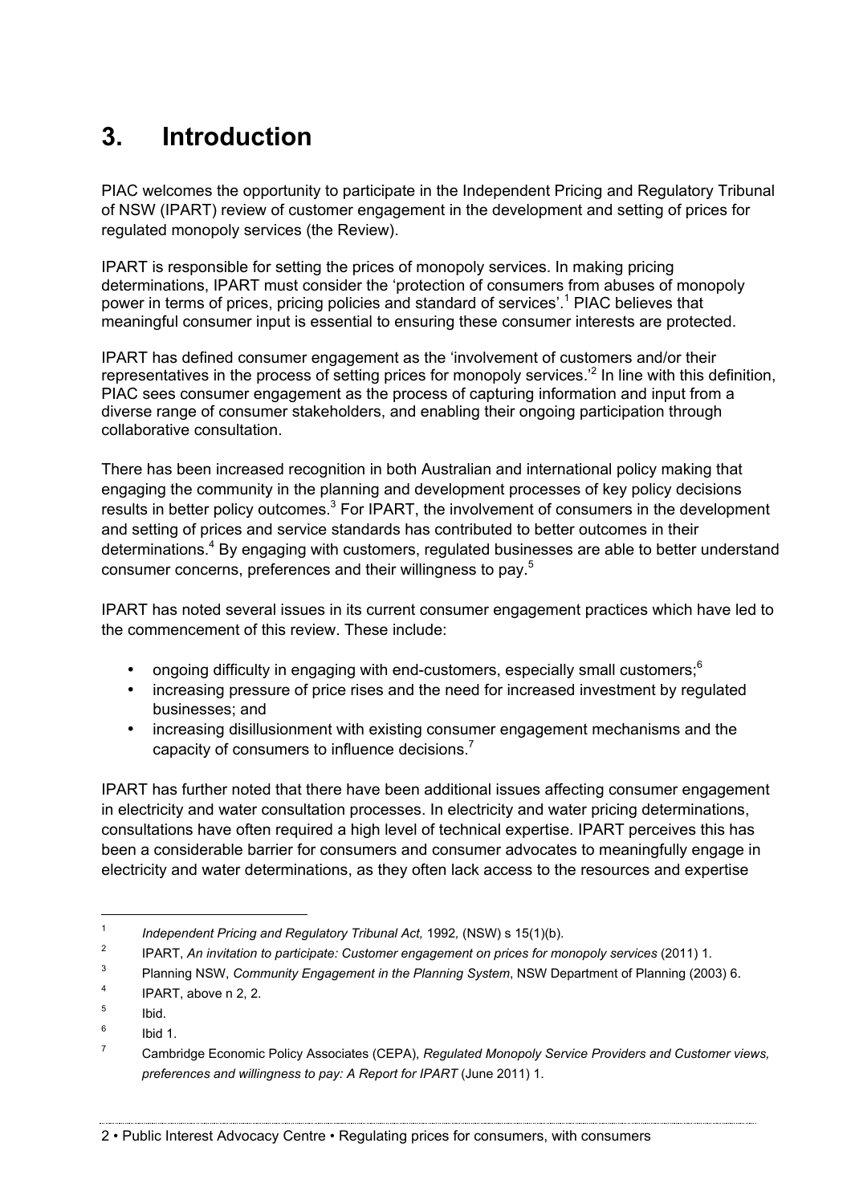# 3. Introduction

PIAC welcomes the opportunity to participate in the Independent Pricing and Regulatory Tribunal of NSW (IPART) review of customer engagement in the development and setting of prices for regulated monopoly services (the Review).

IPART is responsible for setting the prices of monopoly services. In making pricing determinations, IPART must consider the 'protection of consumers from abuses of monopoly power in terms of prices, pricing policies and standard of services'.[1] PIAC believes that meaningful consumer input is essential to ensuring these consumer interests are protected.

IPART has defined consumer engagement as the 'involvement of customers and/or their representatives in the process of setting prices for monopoly services.'[2] In line with this definition, PIAC sees consumer engagement as the process of capturing information and input from a diverse range of consumer stakeholders, and enabling their ongoing participation through collaborative consultation.

There has been increased recognition in both Australian and international policy making that engaging the community in the planning and development processes of key policy decisions results in better policy outcomes.[3] For IPART, the involvement of consumers in the development and setting of prices and service standards has contributed to better outcomes in their determinations.[4] By engaging with customers, regulated businesses are able to better understand consumer concerns, preferences and their willingness to pay.[5]

IPART has noted several issues in its current consumer engagement practices which have led to the commencement of this review. These include:

- ongoing difficulty in engaging with end-customers, especially small customers;[6]
- increasing pressure of price rises and the need for increased investment by regulated businesses; and
- increasing disillusionment with existing consumer engagement mechanisms and the capacity of consumers to influence decisions.[7]

IPART has further noted that there have been additional issues affecting consumer engagement in electricity and water consultation processes. In electricity and water pricing determinations, consultations have often required a high level of technical expertise. IPART perceives this has been a considerable barrier for consumers and consumer advocates to meaningfully engage in electricity and water determinations, as they often lack access to the resources and expertise

---

1. *Independent Pricing and Regulatory Tribunal Act,* 1992, (NSW) s 15(1)(b).
2. IPART, *An invitation to participate: Customer engagement on prices for monopoly services* (2011) 1.
3. Planning NSW, *Community Engagement in the Planning System*, NSW Department of Planning (2003) 6.
4. IPART, above n 2, 2.
5. Ibid.
6. Ibid 1.
7. Cambridge Economic Policy Associates (CEPA), *Regulated Monopoly Service Providers and Customer views, preferences and willingness to pay: A Report for IPART* (June 2011) 1.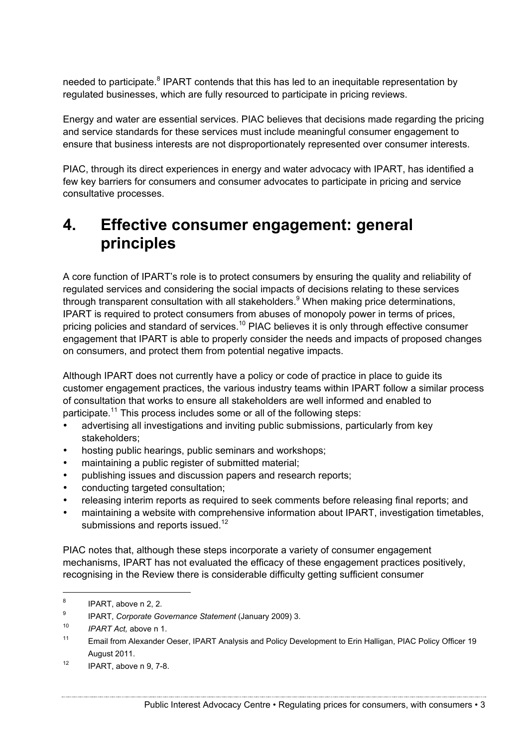needed to participate.[8] IPART contends that this has led to an inequitable representation by regulated businesses, which are fully resourced to participate in pricing reviews.

Energy and water are essential services. PIAC believes that decisions made regarding the pricing and service standards for these services must include meaningful consumer engagement to ensure that business interests are not disproportionately represented over consumer interests.

PIAC, through its direct experiences in energy and water advocacy with IPART, has identified a few key barriers for consumers and consumer advocates to participate in pricing and service consultative processes.

# 4. Effective consumer engagement: general principles

A core function of IPART's role is to protect consumers by ensuring the quality and reliability of regulated services and considering the social impacts of decisions relating to these services through transparent consultation with all stakeholders.[9] When making price determinations, IPART is required to protect consumers from abuses of monopoly power in terms of prices, pricing policies and standard of services.[10] PIAC believes it is only through effective consumer engagement that IPART is able to properly consider the needs and impacts of proposed changes on consumers, and protect them from potential negative impacts.

Although IPART does not currently have a policy or code of practice in place to guide its customer engagement practices, the various industry teams within IPART follow a similar process of consultation that works to ensure all stakeholders are well informed and enabled to participate.[11] This process includes some or all of the following steps:

- advertising all investigations and inviting public submissions, particularly from key stakeholders;
- hosting public hearings, public seminars and workshops;
- maintaining a public register of submitted material;
- publishing issues and discussion papers and research reports;
- conducting targeted consultation;
- releasing interim reports as required to seek comments before releasing final reports; and
- maintaining a website with comprehensive information about IPART, investigation timetables, submissions and reports issued.[12]

PIAC notes that, although these steps incorporate a variety of consumer engagement mechanisms, IPART has not evaluated the efficacy of these engagement practices positively, recognising in the Review there is considerable difficulty getting sufficient consumer

---

[8] IPART, above n 2, 2.

[9] IPART, *Corporate Governance Statement* (January 2009) 3.

[10] *IPART Act,* above n 1.

[11] Email from Alexander Oeser, IPART Analysis and Policy Development to Erin Halligan, PIAC Policy Officer 19 August 2011.

[12] IPART, above n 9, 7-8.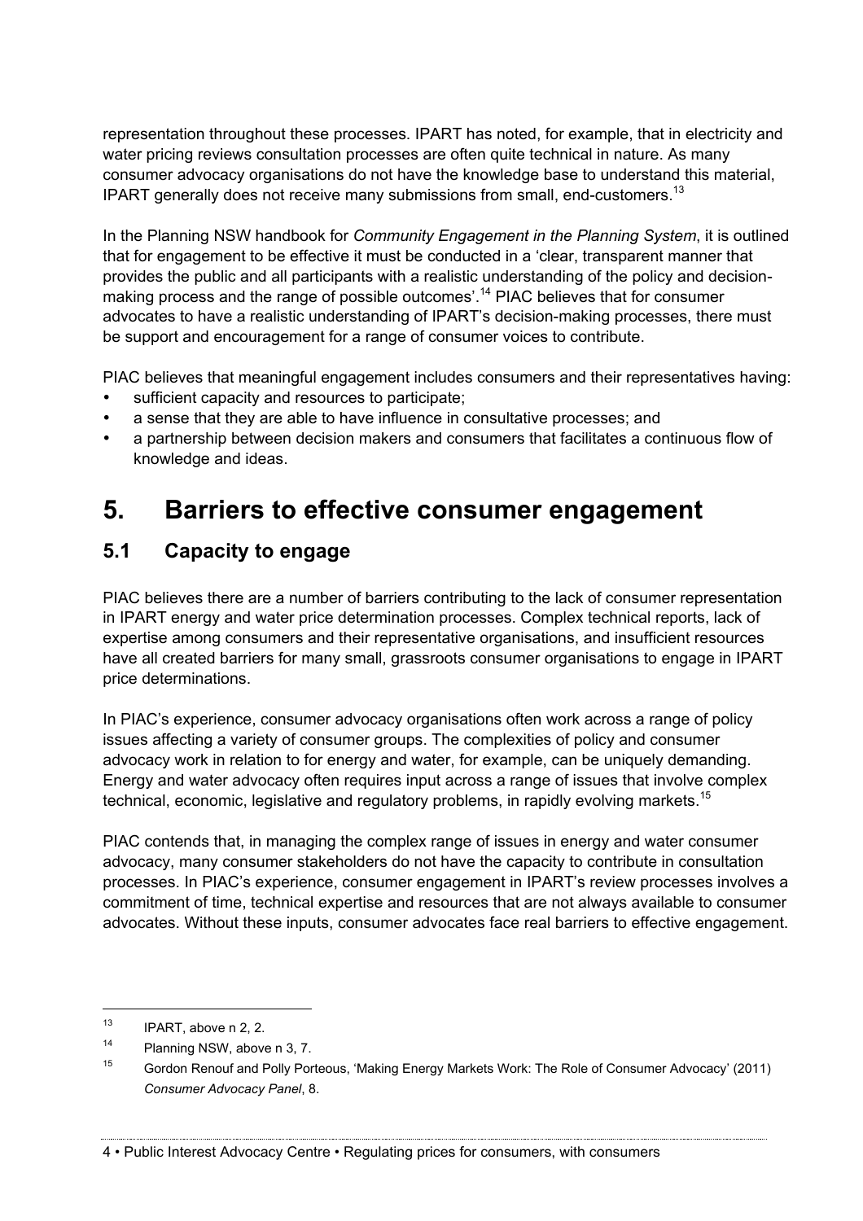representation throughout these processes. IPART has noted, for example, that in electricity and water pricing reviews consultation processes are often quite technical in nature. As many consumer advocacy organisations do not have the knowledge base to understand this material, IPART generally does not receive many submissions from small, end-customers.[13]

In the Planning NSW handbook for *Community Engagement in the Planning System*, it is outlined that for engagement to be effective it must be conducted in a 'clear, transparent manner that provides the public and all participants with a realistic understanding of the policy and decision-making process and the range of possible outcomes'.[14] PIAC believes that for consumer advocates to have a realistic understanding of IPART's decision-making processes, there must be support and encouragement for a range of consumer voices to contribute.

PIAC believes that meaningful engagement includes consumers and their representatives having:

- sufficient capacity and resources to participate;
- a sense that they are able to have influence in consultative processes; and
- a partnership between decision makers and consumers that facilitates a continuous flow of knowledge and ideas.

# 5. Barriers to effective consumer engagement

## 5.1 Capacity to engage

PIAC believes there are a number of barriers contributing to the lack of consumer representation in IPART energy and water price determination processes. Complex technical reports, lack of expertise among consumers and their representative organisations, and insufficient resources have all created barriers for many small, grassroots consumer organisations to engage in IPART price determinations.

In PIAC's experience, consumer advocacy organisations often work across a range of policy issues affecting a variety of consumer groups. The complexities of policy and consumer advocacy work in relation to for energy and water, for example, can be uniquely demanding. Energy and water advocacy often requires input across a range of issues that involve complex technical, economic, legislative and regulatory problems, in rapidly evolving markets.[15]

PIAC contends that, in managing the complex range of issues in energy and water consumer advocacy, many consumer stakeholders do not have the capacity to contribute in consultation processes. In PIAC's experience, consumer engagement in IPART's review processes involves a commitment of time, technical expertise and resources that are not always available to consumer advocates. Without these inputs, consumer advocates face real barriers to effective engagement.

---

[13] IPART, above n 2, 2.

[14] Planning NSW, above n 3, 7.

[15] Gordon Renouf and Polly Porteous, 'Making Energy Markets Work: The Role of Consumer Advocacy' (2011) *Consumer Advocacy Panel*, 8.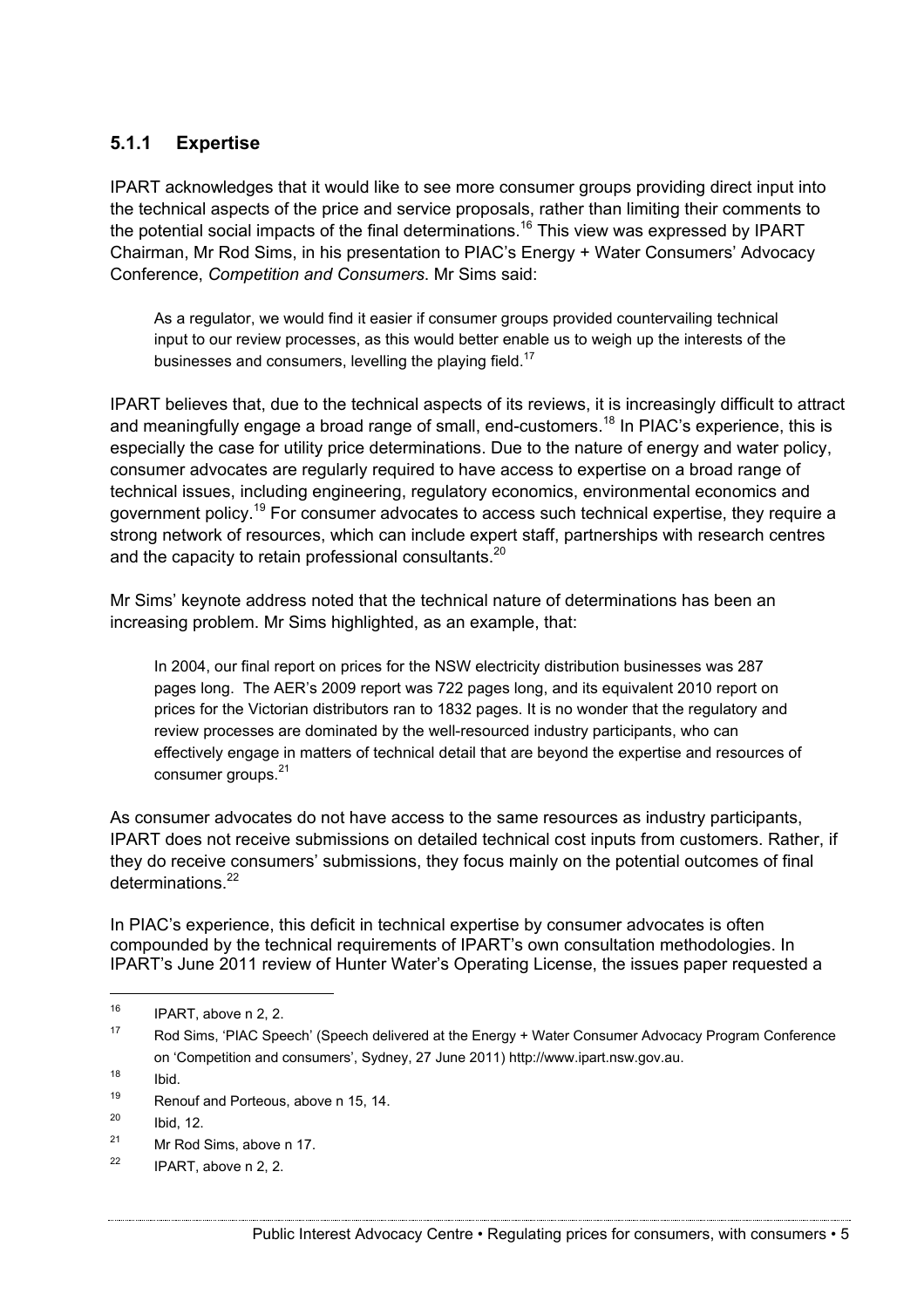### 5.1.1 Expertise

IPART acknowledges that it would like to see more consumer groups providing direct input into the technical aspects of the price and service proposals, rather than limiting their comments to the potential social impacts of the final determinations.[16] This view was expressed by IPART Chairman, Mr Rod Sims, in his presentation to PIAC's Energy + Water Consumers' Advocacy Conference, *Competition and Consumers*. Mr Sims said:

> As a regulator, we would find it easier if consumer groups provided countervailing technical input to our review processes, as this would better enable us to weigh up the interests of the businesses and consumers, levelling the playing field.[17]

IPART believes that, due to the technical aspects of its reviews, it is increasingly difficult to attract and meaningfully engage a broad range of small, end-customers.[18] In PIAC's experience, this is especially the case for utility price determinations. Due to the nature of energy and water policy, consumer advocates are regularly required to have access to expertise on a broad range of technical issues, including engineering, regulatory economics, environmental economics and government policy.[19] For consumer advocates to access such technical expertise, they require a strong network of resources, which can include expert staff, partnerships with research centres and the capacity to retain professional consultants.[20]

Mr Sims' keynote address noted that the technical nature of determinations has been an increasing problem. Mr Sims highlighted, as an example, that:

> In 2004, our final report on prices for the NSW electricity distribution businesses was 287 pages long. The AER's 2009 report was 722 pages long, and its equivalent 2010 report on prices for the Victorian distributors ran to 1832 pages. It is no wonder that the regulatory and review processes are dominated by the well-resourced industry participants, who can effectively engage in matters of technical detail that are beyond the expertise and resources of consumer groups.[21]

As consumer advocates do not have access to the same resources as industry participants, IPART does not receive submissions on detailed technical cost inputs from customers. Rather, if they do receive consumers' submissions, they focus mainly on the potential outcomes of final determinations.[22]

In PIAC's experience, this deficit in technical expertise by consumer advocates is often compounded by the technical requirements of IPART's own consultation methodologies. In IPART's June 2011 review of Hunter Water's Operating License, the issues paper requested a

---

16. IPART, above n 2, 2.
17. Rod Sims, 'PIAC Speech' (Speech delivered at the Energy + Water Consumer Advocacy Program Conference on 'Competition and consumers', Sydney, 27 June 2011) http://www.ipart.nsw.gov.au.
18. Ibid.
19. Renouf and Porteous, above n 15, 14.
20. Ibid, 12.
21. Mr Rod Sims, above n 17.
22. IPART, above n 2, 2.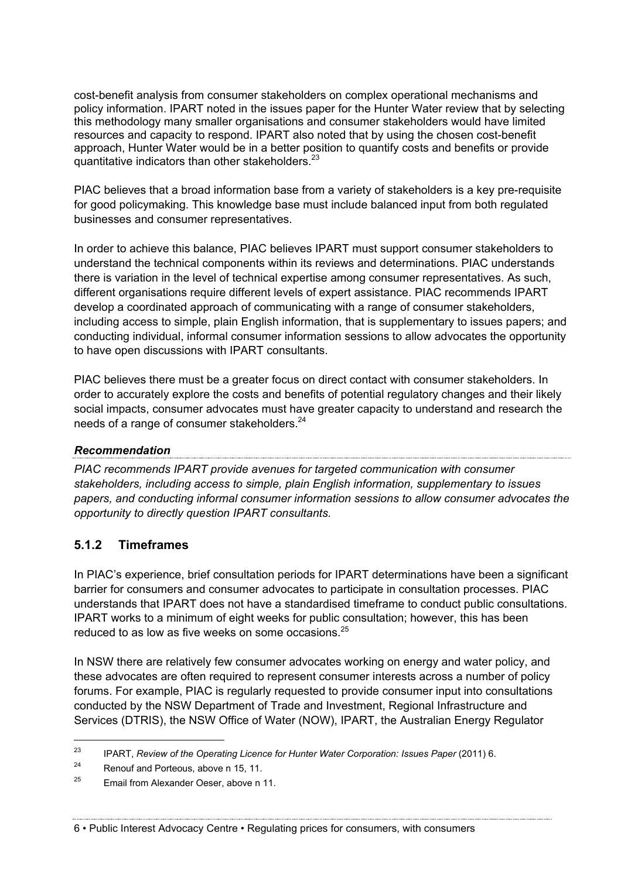cost-benefit analysis from consumer stakeholders on complex operational mechanisms and policy information. IPART noted in the issues paper for the Hunter Water review that by selecting this methodology many smaller organisations and consumer stakeholders would have limited resources and capacity to respond. IPART also noted that by using the chosen cost-benefit approach, Hunter Water would be in a better position to quantify costs and benefits or provide quantitative indicators than other stakeholders.[23]

PIAC believes that a broad information base from a variety of stakeholders is a key pre-requisite for good policymaking. This knowledge base must include balanced input from both regulated businesses and consumer representatives.

In order to achieve this balance, PIAC believes IPART must support consumer stakeholders to understand the technical components within its reviews and determinations. PIAC understands there is variation in the level of technical expertise among consumer representatives. As such, different organisations require different levels of expert assistance. PIAC recommends IPART develop a coordinated approach of communicating with a range of consumer stakeholders, including access to simple, plain English information, that is supplementary to issues papers; and conducting individual, informal consumer information sessions to allow advocates the opportunity to have open discussions with IPART consultants.

PIAC believes there must be a greater focus on direct contact with consumer stakeholders. In order to accurately explore the costs and benefits of potential regulatory changes and their likely social impacts, consumer advocates must have greater capacity to understand and research the needs of a range of consumer stakeholders.[24]

***Recommendation***

*PIAC recommends IPART provide avenues for targeted communication with consumer stakeholders, including access to simple, plain English information, supplementary to issues papers, and conducting informal consumer information sessions to allow consumer advocates the opportunity to directly question IPART consultants.*

### 5.1.2 Timeframes

In PIAC's experience, brief consultation periods for IPART determinations have been a significant barrier for consumers and consumer advocates to participate in consultation processes. PIAC understands that IPART does not have a standardised timeframe to conduct public consultations. IPART works to a minimum of eight weeks for public consultation; however, this has been reduced to as low as five weeks on some occasions.[25]

In NSW there are relatively few consumer advocates working on energy and water policy, and these advocates are often required to represent consumer interests across a number of policy forums. For example, PIAC is regularly requested to provide consumer input into consultations conducted by the NSW Department of Trade and Investment, Regional Infrastructure and Services (DTRIS), the NSW Office of Water (NOW), IPART, the Australian Energy Regulator

---

[23] IPART, *Review of the Operating Licence for Hunter Water Corporation: Issues Paper* (2011) 6.

[24] Renouf and Porteous, above n 15, 11.

[25] Email from Alexander Oeser, above n 11.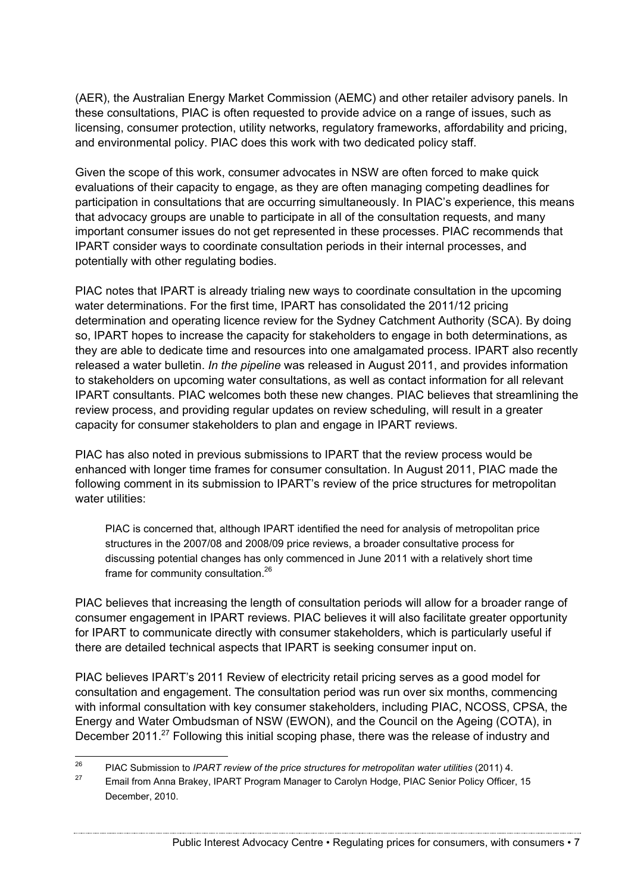(AER), the Australian Energy Market Commission (AEMC) and other retailer advisory panels. In these consultations, PIAC is often requested to provide advice on a range of issues, such as licensing, consumer protection, utility networks, regulatory frameworks, affordability and pricing, and environmental policy. PIAC does this work with two dedicated policy staff.

Given the scope of this work, consumer advocates in NSW are often forced to make quick evaluations of their capacity to engage, as they are often managing competing deadlines for participation in consultations that are occurring simultaneously. In PIAC's experience, this means that advocacy groups are unable to participate in all of the consultation requests, and many important consumer issues do not get represented in these processes. PIAC recommends that IPART consider ways to coordinate consultation periods in their internal processes, and potentially with other regulating bodies.

PIAC notes that IPART is already trialing new ways to coordinate consultation in the upcoming water determinations. For the first time, IPART has consolidated the 2011/12 pricing determination and operating licence review for the Sydney Catchment Authority (SCA). By doing so, IPART hopes to increase the capacity for stakeholders to engage in both determinations, as they are able to dedicate time and resources into one amalgamated process. IPART also recently released a water bulletin. *In the pipeline* was released in August 2011, and provides information to stakeholders on upcoming water consultations, as well as contact information for all relevant IPART consultants. PIAC welcomes both these new changes. PIAC believes that streamlining the review process, and providing regular updates on review scheduling, will result in a greater capacity for consumer stakeholders to plan and engage in IPART reviews.

PIAC has also noted in previous submissions to IPART that the review process would be enhanced with longer time frames for consumer consultation. In August 2011, PIAC made the following comment in its submission to IPART's review of the price structures for metropolitan water utilities:

> PIAC is concerned that, although IPART identified the need for analysis of metropolitan price structures in the 2007/08 and 2008/09 price reviews, a broader consultative process for discussing potential changes has only commenced in June 2011 with a relatively short time frame for community consultation.[26]

PIAC believes that increasing the length of consultation periods will allow for a broader range of consumer engagement in IPART reviews. PIAC believes it will also facilitate greater opportunity for IPART to communicate directly with consumer stakeholders, which is particularly useful if there are detailed technical aspects that IPART is seeking consumer input on.

PIAC believes IPART's 2011 Review of electricity retail pricing serves as a good model for consultation and engagement. The consultation period was run over six months, commencing with informal consultation with key consumer stakeholders, including PIAC, NCOSS, CPSA, the Energy and Water Ombudsman of NSW (EWON), and the Council on the Ageing (COTA), in December 2011.[27] Following this initial scoping phase, there was the release of industry and

---

[26] PIAC Submission to *IPART review of the price structures for metropolitan water utilities* (2011) 4.

[27] Email from Anna Brakey, IPART Program Manager to Carolyn Hodge, PIAC Senior Policy Officer, 15 December, 2010.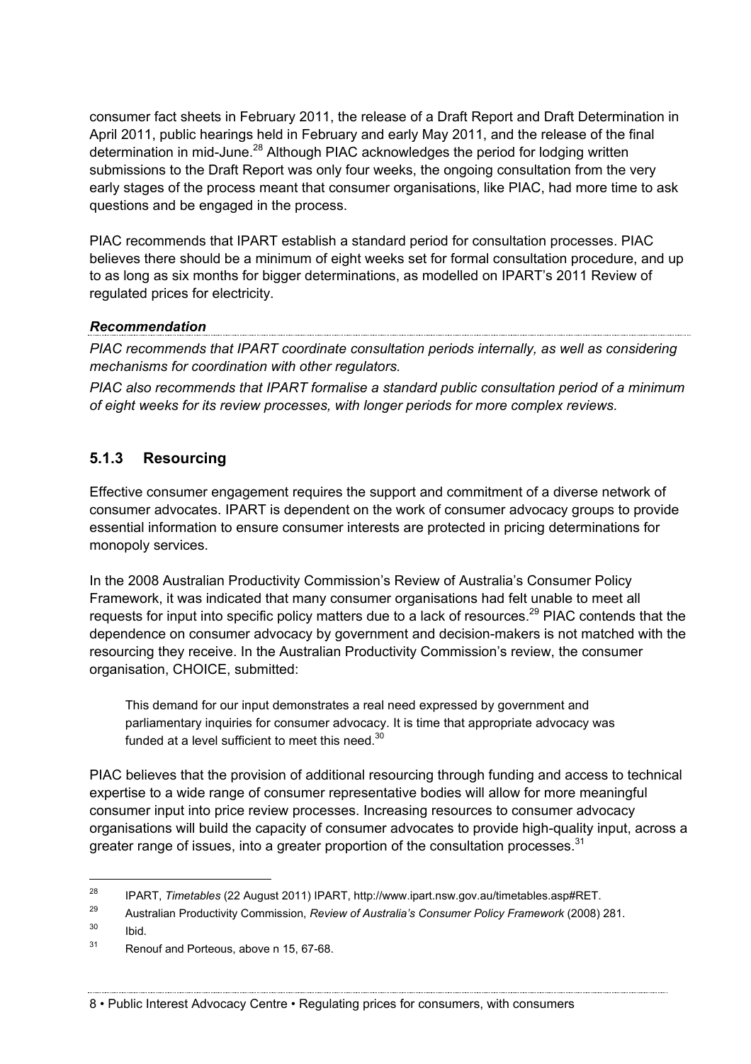consumer fact sheets in February 2011, the release of a Draft Report and Draft Determination in April 2011, public hearings held in February and early May 2011, and the release of the final determination in mid-June.[28] Although PIAC acknowledges the period for lodging written submissions to the Draft Report was only four weeks, the ongoing consultation from the very early stages of the process meant that consumer organisations, like PIAC, had more time to ask questions and be engaged in the process.

PIAC recommends that IPART establish a standard period for consultation processes. PIAC believes there should be a minimum of eight weeks set for formal consultation procedure, and up to as long as six months for bigger determinations, as modelled on IPART's 2011 Review of regulated prices for electricity.

***Recommendation***

*PIAC recommends that IPART coordinate consultation periods internally, as well as considering mechanisms for coordination with other regulators.*

*PIAC also recommends that IPART formalise a standard public consultation period of a minimum of eight weeks for its review processes, with longer periods for more complex reviews.*

### 5.1.3 Resourcing

Effective consumer engagement requires the support and commitment of a diverse network of consumer advocates. IPART is dependent on the work of consumer advocacy groups to provide essential information to ensure consumer interests are protected in pricing determinations for monopoly services.

In the 2008 Australian Productivity Commission's Review of Australia's Consumer Policy Framework, it was indicated that many consumer organisations had felt unable to meet all requests for input into specific policy matters due to a lack of resources.[29] PIAC contends that the dependence on consumer advocacy by government and decision-makers is not matched with the resourcing they receive. In the Australian Productivity Commission's review, the consumer organisation, CHOICE, submitted:

> This demand for our input demonstrates a real need expressed by government and parliamentary inquiries for consumer advocacy. It is time that appropriate advocacy was funded at a level sufficient to meet this need.[30]

PIAC believes that the provision of additional resourcing through funding and access to technical expertise to a wide range of consumer representative bodies will allow for more meaningful consumer input into price review processes. Increasing resources to consumer advocacy organisations will build the capacity of consumer advocates to provide high-quality input, across a greater range of issues, into a greater proportion of the consultation processes.[31]

---

[28] IPART, *Timetables* (22 August 2011) IPART, http://www.ipart.nsw.gov.au/timetables.asp#RET.

[29] Australian Productivity Commission, *Review of Australia's Consumer Policy Framework* (2008) 281.

[30] Ibid.

[31] Renouf and Porteous, above n 15, 67-68.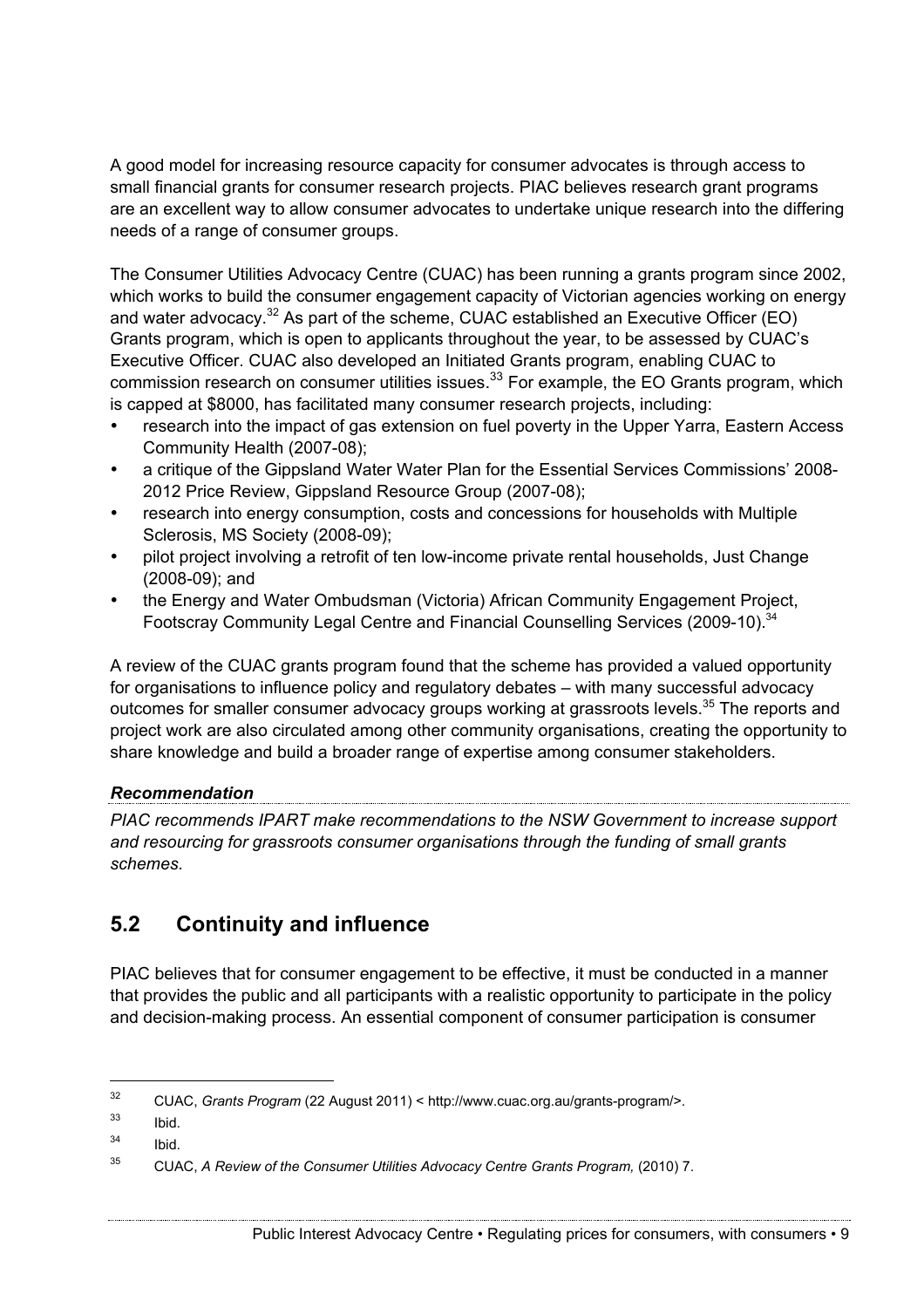A good model for increasing resource capacity for consumer advocates is through access to small financial grants for consumer research projects. PIAC believes research grant programs are an excellent way to allow consumer advocates to undertake unique research into the differing needs of a range of consumer groups.

The Consumer Utilities Advocacy Centre (CUAC) has been running a grants program since 2002, which works to build the consumer engagement capacity of Victorian agencies working on energy and water advocacy.[32] As part of the scheme, CUAC established an Executive Officer (EO) Grants program, which is open to applicants throughout the year, to be assessed by CUAC's Executive Officer. CUAC also developed an Initiated Grants program, enabling CUAC to commission research on consumer utilities issues.[33] For example, the EO Grants program, which is capped at $8000, has facilitated many consumer research projects, including:

- research into the impact of gas extension on fuel poverty in the Upper Yarra, Eastern Access Community Health (2007-08);
- a critique of the Gippsland Water Water Plan for the Essential Services Commissions' 2008-2012 Price Review, Gippsland Resource Group (2007-08);
- research into energy consumption, costs and concessions for households with Multiple Sclerosis, MS Society (2008-09);
- pilot project involving a retrofit of ten low-income private rental households, Just Change (2008-09); and
- the Energy and Water Ombudsman (Victoria) African Community Engagement Project, Footscray Community Legal Centre and Financial Counselling Services (2009-10).[34]

A review of the CUAC grants program found that the scheme has provided a valued opportunity for organisations to influence policy and regulatory debates – with many successful advocacy outcomes for smaller consumer advocacy groups working at grassroots levels.[35] The reports and project work are also circulated among other community organisations, creating the opportunity to share knowledge and build a broader range of expertise among consumer stakeholders.

***Recommendation***

*PIAC recommends IPART make recommendations to the NSW Government to increase support and resourcing for grassroots consumer organisations through the funding of small grants schemes.*

## 5.2 Continuity and influence

PIAC believes that for consumer engagement to be effective, it must be conducted in a manner that provides the public and all participants with a realistic opportunity to participate in the policy and decision-making process. An essential component of consumer participation is consumer

---

[32] CUAC, *Grants Program* (22 August 2011) < http://www.cuac.org.au/grants-program/>.

[33] Ibid.

[34] Ibid.

[35] CUAC, *A Review of the Consumer Utilities Advocacy Centre Grants Program,* (2010) 7.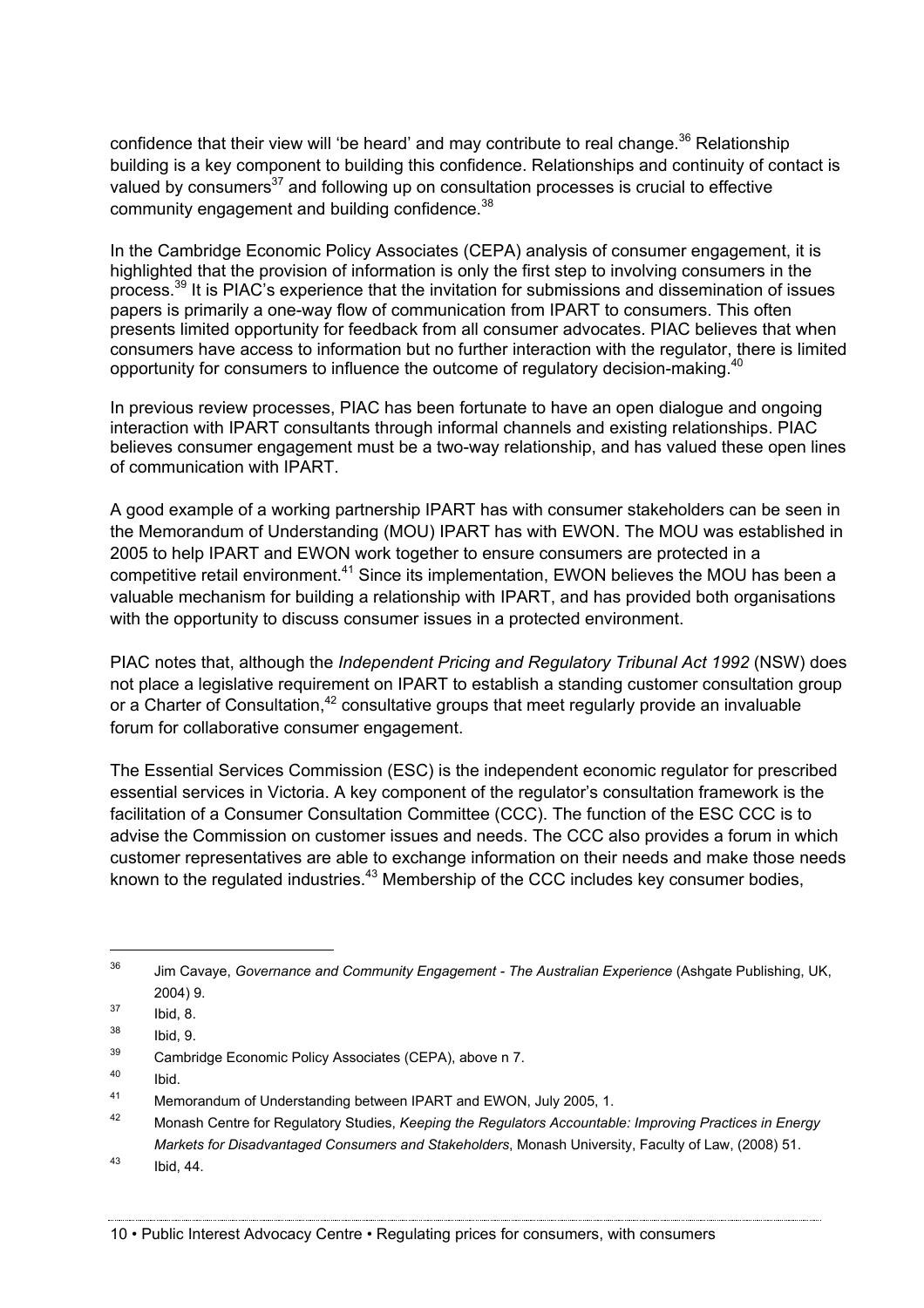confidence that their view will 'be heard' and may contribute to real change.[36] Relationship building is a key component to building this confidence. Relationships and continuity of contact is valued by consumers[37] and following up on consultation processes is crucial to effective community engagement and building confidence.[38]

In the Cambridge Economic Policy Associates (CEPA) analysis of consumer engagement, it is highlighted that the provision of information is only the first step to involving consumers in the process.[39] It is PIAC's experience that the invitation for submissions and dissemination of issues papers is primarily a one-way flow of communication from IPART to consumers. This often presents limited opportunity for feedback from all consumer advocates. PIAC believes that when consumers have access to information but no further interaction with the regulator, there is limited opportunity for consumers to influence the outcome of regulatory decision-making.[40]

In previous review processes, PIAC has been fortunate to have an open dialogue and ongoing interaction with IPART consultants through informal channels and existing relationships. PIAC believes consumer engagement must be a two-way relationship, and has valued these open lines of communication with IPART.

A good example of a working partnership IPART has with consumer stakeholders can be seen in the Memorandum of Understanding (MOU) IPART has with EWON. The MOU was established in 2005 to help IPART and EWON work together to ensure consumers are protected in a competitive retail environment.[41] Since its implementation, EWON believes the MOU has been a valuable mechanism for building a relationship with IPART, and has provided both organisations with the opportunity to discuss consumer issues in a protected environment.

PIAC notes that, although the *Independent Pricing and Regulatory Tribunal Act 1992* (NSW) does not place a legislative requirement on IPART to establish a standing customer consultation group or a Charter of Consultation,[42] consultative groups that meet regularly provide an invaluable forum for collaborative consumer engagement.

The Essential Services Commission (ESC) is the independent economic regulator for prescribed essential services in Victoria. A key component of the regulator's consultation framework is the facilitation of a Consumer Consultation Committee (CCC). The function of the ESC CCC is to advise the Commission on customer issues and needs. The CCC also provides a forum in which customer representatives are able to exchange information on their needs and make those needs known to the regulated industries.[43] Membership of the CCC includes key consumer bodies,

---

36 Jim Cavaye, *Governance and Community Engagement - The Australian Experience* (Ashgate Publishing, UK, 2004) 9.

37 Ibid, 8.

38 Ibid, 9.

39 Cambridge Economic Policy Associates (CEPA), above n 7.

40 Ibid.

41 Memorandum of Understanding between IPART and EWON, July 2005, 1.

42 Monash Centre for Regulatory Studies, *Keeping the Regulators Accountable: Improving Practices in Energy Markets for Disadvantaged Consumers and Stakeholders*, Monash University, Faculty of Law, (2008) 51.

43 Ibid, 44.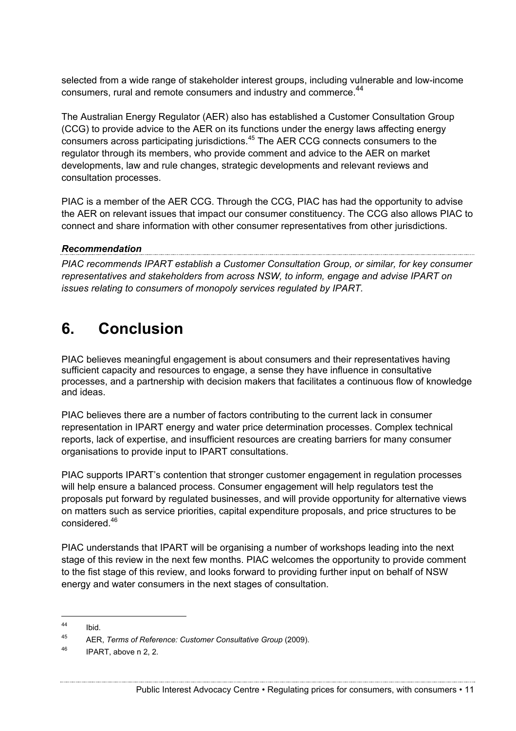selected from a wide range of stakeholder interest groups, including vulnerable and low-income consumers, rural and remote consumers and industry and commerce.[44]

The Australian Energy Regulator (AER) also has established a Customer Consultation Group (CCG) to provide advice to the AER on its functions under the energy laws affecting energy consumers across participating jurisdictions.[45] The AER CCG connects consumers to the regulator through its members, who provide comment and advice to the AER on market developments, law and rule changes, strategic developments and relevant reviews and consultation processes.

PIAC is a member of the AER CCG. Through the CCG, PIAC has had the opportunity to advise the AER on relevant issues that impact our consumer constituency. The CCG also allows PIAC to connect and share information with other consumer representatives from other jurisdictions.

***Recommendation***

*PIAC recommends IPART establish a Customer Consultation Group, or similar, for key consumer representatives and stakeholders from across NSW, to inform, engage and advise IPART on issues relating to consumers of monopoly services regulated by IPART.*

# 6. Conclusion

PIAC believes meaningful engagement is about consumers and their representatives having sufficient capacity and resources to engage, a sense they have influence in consultative processes, and a partnership with decision makers that facilitates a continuous flow of knowledge and ideas.

PIAC believes there are a number of factors contributing to the current lack in consumer representation in IPART energy and water price determination processes. Complex technical reports, lack of expertise, and insufficient resources are creating barriers for many consumer organisations to provide input to IPART consultations.

PIAC supports IPART's contention that stronger customer engagement in regulation processes will help ensure a balanced process. Consumer engagement will help regulators test the proposals put forward by regulated businesses, and will provide opportunity for alternative views on matters such as service priorities, capital expenditure proposals, and price structures to be considered.[46]

PIAC understands that IPART will be organising a number of workshops leading into the next stage of this review in the next few months. PIAC welcomes the opportunity to provide comment to the fist stage of this review, and looks forward to providing further input on behalf of NSW energy and water consumers in the next stages of consultation.

---

[44] Ibid.

[45] AER, *Terms of Reference: Customer Consultative Group* (2009).

[46] IPART, above n 2, 2.